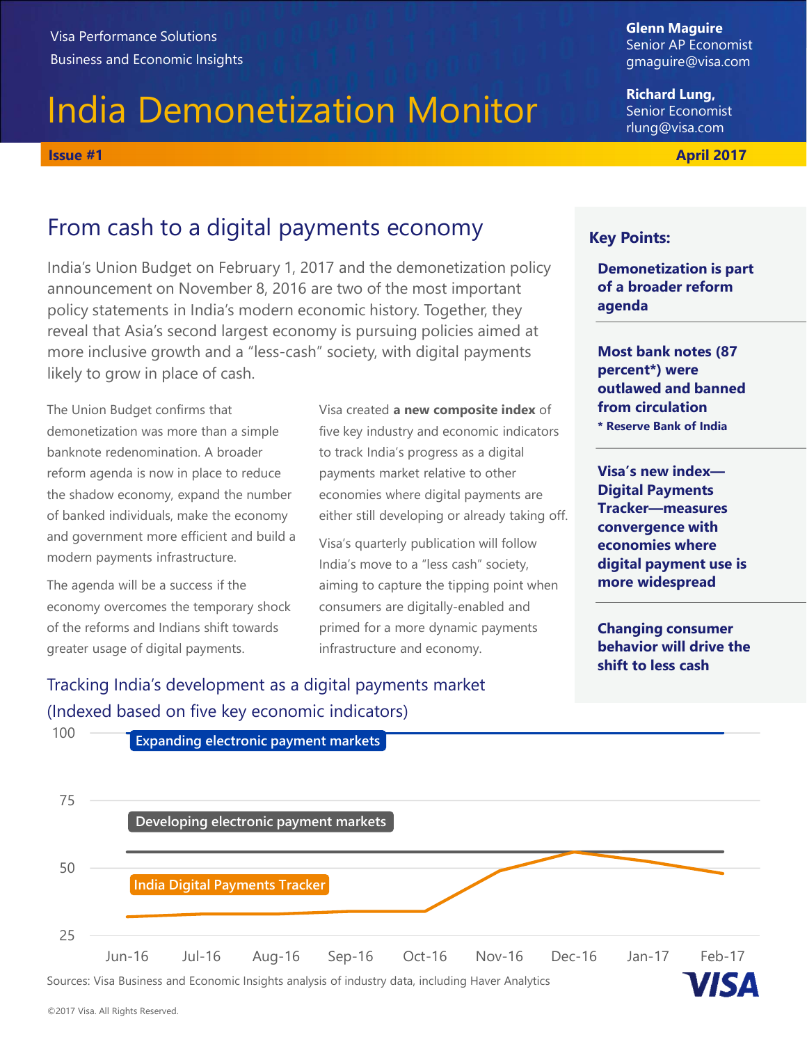Visa Performance Solutions
Business and Economic Insights

# India Demonetization Monitor

**Glenn Maguire**
Senior AP Economist
gmaguire@visa.com

**Richard Lung,**
Senior Economist
rlung@visa.com

**Issue #1** **April 2017**

## From cash to a digital payments economy

India's Union Budget on February 1, 2017 and the demonetization policy announcement on November 8, 2016 are two of the most important policy statements in India's modern economic history. Together, they reveal that Asia's second largest economy is pursuing policies aimed at more inclusive growth and a "less-cash" society, with digital payments likely to grow in place of cash.

The Union Budget confirms that demonetization was more than a simple banknote redenomination. A broader reform agenda is now in place to reduce the shadow economy, expand the number of banked individuals, make the economy and government more efficient and build a modern payments infrastructure.

The agenda will be a success if the economy overcomes the temporary shock of the reforms and Indians shift towards greater usage of digital payments.

Visa created **a new composite index** of five key industry and economic indicators to track India's progress as a digital payments market relative to other economies where digital payments are either still developing or already taking off.

Visa's quarterly publication will follow India's move to a "less cash" society, aiming to capture the tipping point when consumers are digitally-enabled and primed for a more dynamic payments infrastructure and economy.

### Key Points:

**Demonetization is part of a broader reform agenda**

**Most bank notes (87 percent*) were outlawed and banned from circulation**
*** Reserve Bank of India**

**Visa's new index—Digital Payments Tracker—measures convergence with economies where digital payment use is more widespread**

**Changing consumer behavior will drive the shift to less cash**

### Tracking India's development as a digital payments market (Indexed based on five key economic indicators)

Chart series: Expanding electronic payment markets (100); Developing electronic payment markets; India Digital Payments Tracker. Y-axis: 25, 50, 75, 100. X-axis: Jun-16, Jul-16, Aug-16, Sep-16, Oct-16, Nov-16, Dec-16, Jan-17, Feb-17.

Sources: Visa Business and Economic Insights analysis of industry data, including Haver Analytics

©2017 Visa. All Rights Reserved.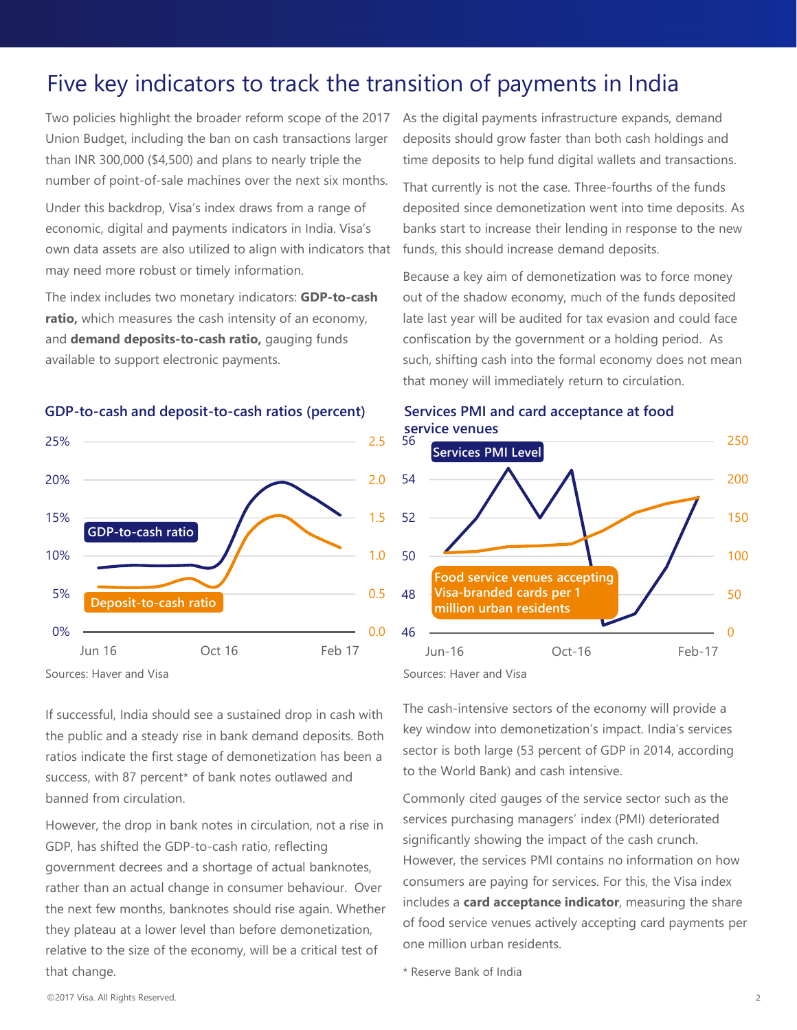# Five key indicators to track the transition of payments in India

Two policies highlight the broader reform scope of the 2017 Union Budget, including the ban on cash transactions larger than INR 300,000 ($4,500) and plans to nearly triple the number of point-of-sale machines over the next six months.

Under this backdrop, Visa's index draws from a range of economic, digital and payments indicators in India. Visa's own data assets are also utilized to align with indicators that may need more robust or timely information.

The index includes two monetary indicators: **GDP-to-cash ratio,** which measures the cash intensity of an economy, and **demand deposits-to-cash ratio,** gauging funds available to support electronic payments.

As the digital payments infrastructure expands, demand deposits should grow faster than both cash holdings and time deposits to help fund digital wallets and transactions.

That currently is not the case. Three-fourths of the funds deposited since demonetization went into time deposits. As banks start to increase their lending in response to the new funds, this should increase demand deposits.

Because a key aim of demonetization was to force money out of the shadow economy, much of the funds deposited late last year will be audited for tax evasion and could face confiscation by the government or a holding period. As such, shifting cash into the formal economy does not mean that money will immediately return to circulation.

**GDP-to-cash and deposit-to-cash ratios (percent)**

Sources: Haver and Visa

**Services PMI and card acceptance at food service venues**

Sources: Haver and Visa

If successful, India should see a sustained drop in cash with the public and a steady rise in bank demand deposits. Both ratios indicate the first stage of demonetization has been a success, with 87 percent* of bank notes outlawed and banned from circulation.

However, the drop in bank notes in circulation, not a rise in GDP, has shifted the GDP-to-cash ratio, reflecting government decrees and a shortage of actual banknotes, rather than an actual change in consumer behaviour. Over the next few months, banknotes should rise again. Whether they plateau at a lower level than before demonetization, relative to the size of the economy, will be a critical test of that change.

The cash-intensive sectors of the economy will provide a key window into demonetization's impact. India's services sector is both large (53 percent of GDP in 2014, according to the World Bank) and cash intensive.

Commonly cited gauges of the service sector such as the services purchasing managers' index (PMI) deteriorated significantly showing the impact of the cash crunch. However, the services PMI contains no information on how consumers are paying for services. For this, the Visa index includes a **card acceptance indicator**, measuring the share of food service venues actively accepting card payments per one million urban residents.

\* Reserve Bank of India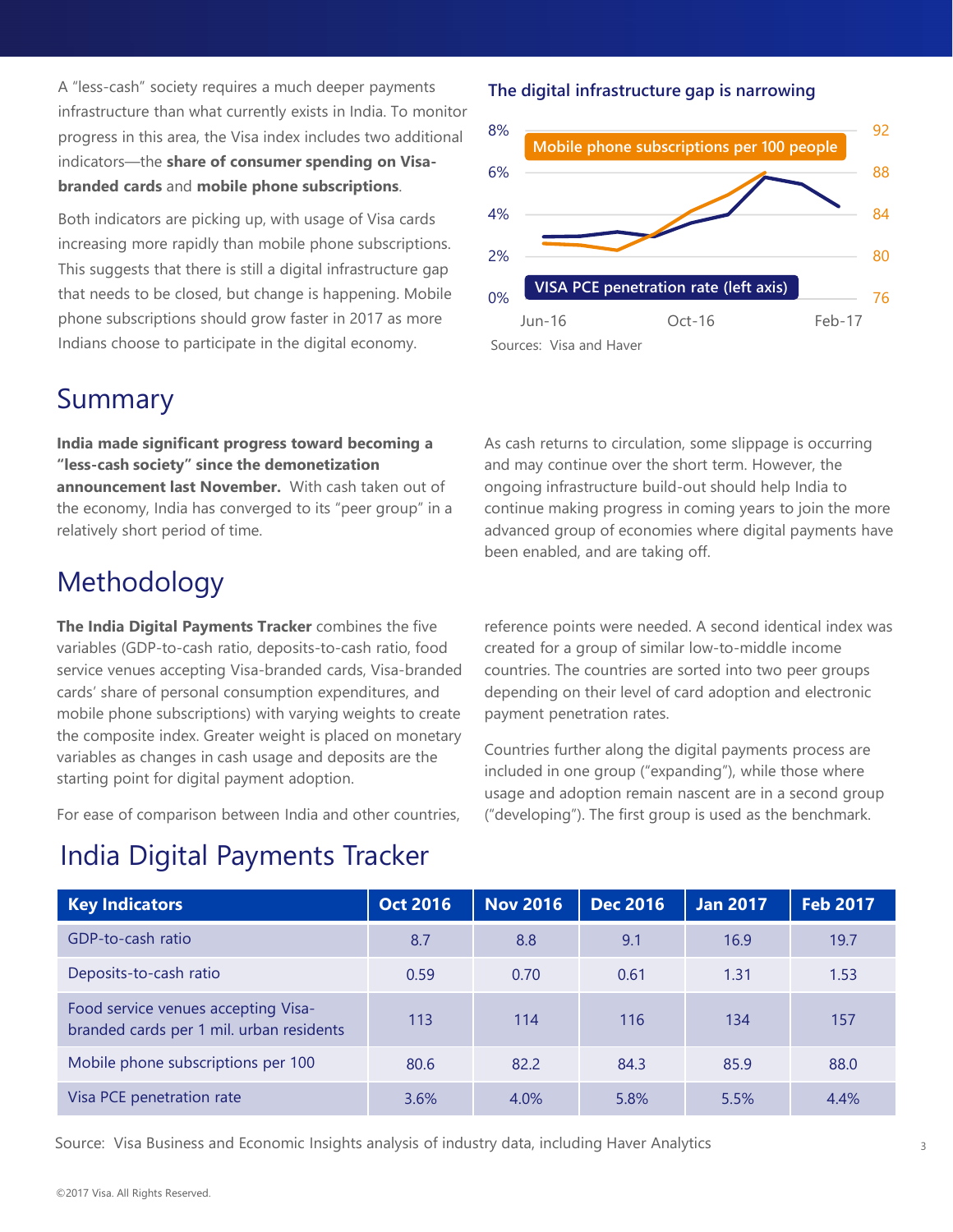A "less-cash" society requires a much deeper payments infrastructure than what currently exists in India. To monitor progress in this area, the Visa index includes two additional indicators—the **share of consumer spending on Visa-branded cards** and **mobile phone subscriptions**.

Both indicators are picking up, with usage of Visa cards increasing more rapidly than mobile phone subscriptions. This suggests that there is still a digital infrastructure gap that needs to be closed, but change is happening. Mobile phone subscriptions should grow faster in 2017 as more Indians choose to participate in the digital economy.

**The digital infrastructure gap is narrowing**

Mobile phone subscriptions per 100 people

VISA PCE penetration rate (left axis)

Sources: Visa and Haver

## Summary

**India made significant progress toward becoming a "less-cash society" since the demonetization announcement last November.** With cash taken out of the economy, India has converged to its "peer group" in a relatively short period of time.

As cash returns to circulation, some slippage is occurring and may continue over the short term. However, the ongoing infrastructure build-out should help India to continue making progress in coming years to join the more advanced group of economies where digital payments have been enabled, and are taking off.

## Methodology

**The India Digital Payments Tracker** combines the five variables (GDP-to-cash ratio, deposits-to-cash ratio, food service venues accepting Visa-branded cards, Visa-branded cards' share of personal consumption expenditures, and mobile phone subscriptions) with varying weights to create the composite index. Greater weight is placed on monetary variables as changes in cash usage and deposits are the starting point for digital payment adoption.

For ease of comparison between India and other countries, reference points were needed. A second identical index was created for a group of similar low-to-middle income countries. The countries are sorted into two peer groups depending on their level of card adoption and electronic payment penetration rates.

Countries further along the digital payments process are included in one group ("expanding"), while those where usage and adoption remain nascent are in a second group ("developing"). The first group is used as the benchmark.

## India Digital Payments Tracker

| Key Indicators | Oct 2016 | Nov 2016 | Dec 2016 | Jan 2017 | Feb 2017 |
|---|---|---|---|---|---|
| GDP-to-cash ratio | 8.7 | 8.8 | 9.1 | 16.9 | 19.7 |
| Deposits-to-cash ratio | 0.59 | 0.70 | 0.61 | 1.31 | 1.53 |
| Food service venues accepting Visa-branded cards per 1 mil. urban residents | 113 | 114 | 116 | 134 | 157 |
| Mobile phone subscriptions per 100 | 80.6 | 82.2 | 84.3 | 85.9 | 88.0 |
| Visa PCE penetration rate | 3.6% | 4.0% | 5.8% | 5.5% | 4.4% |

Source: Visa Business and Economic Insights analysis of industry data, including Haver Analytics

©2017 Visa. All Rights Reserved.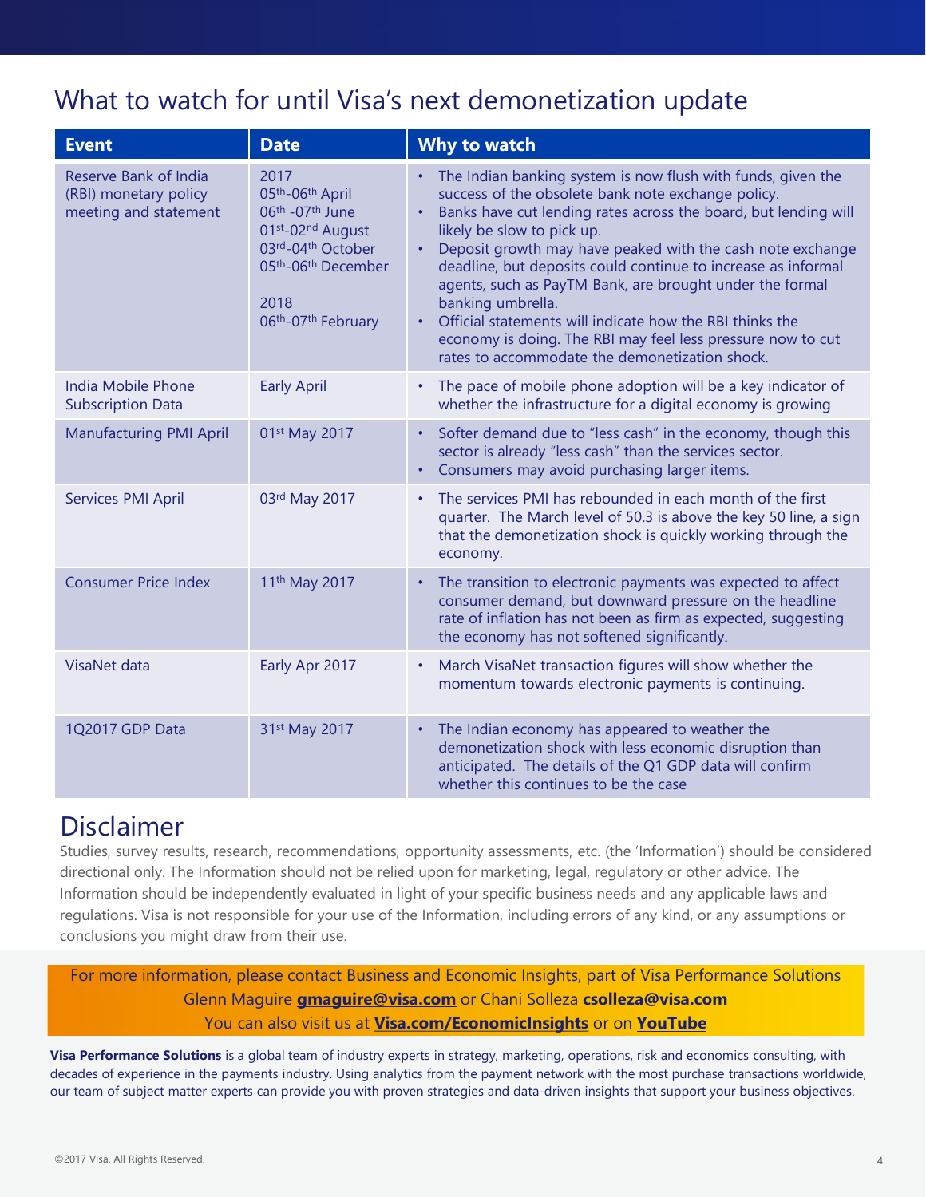# What to watch for until Visa's next demonetization update

| Event | Date | Why to watch |
| --- | --- | --- |
| Reserve Bank of India (RBI) monetary policy meeting and statement | 2017<br>05th-06th April<br>06th -07th June<br>01st-02nd August<br>03rd-04th October<br>05th-06th December<br><br>2018<br>06th-07th February | • The Indian banking system is now flush with funds, given the success of the obsolete bank note exchange policy.<br>• Banks have cut lending rates across the board, but lending will likely be slow to pick up.<br>• Deposit growth may have peaked with the cash note exchange deadline, but deposits could continue to increase as informal agents, such as PayTM Bank, are brought under the formal banking umbrella.<br>• Official statements will indicate how the RBI thinks the economy is doing. The RBI may feel less pressure now to cut rates to accommodate the demonetization shock. |
| India Mobile Phone Subscription Data | Early April | • The pace of mobile phone adoption will be a key indicator of whether the infrastructure for a digital economy is growing |
| Manufacturing PMI April | 01st May 2017 | • Softer demand due to "less cash" in the economy, though this sector is already "less cash" than the services sector.<br>• Consumers may avoid purchasing larger items. |
| Services PMI April | 03rd May 2017 | • The services PMI has rebounded in each month of the first quarter. The March level of 50.3 is above the key 50 line, a sign that the demonetization shock is quickly working through the economy. |
| Consumer Price Index | 11th May 2017 | • The transition to electronic payments was expected to affect consumer demand, but downward pressure on the headline rate of inflation has not been as firm as expected, suggesting the economy has not softened significantly. |
| VisaNet data | Early Apr 2017 | • March VisaNet transaction figures will show whether the momentum towards electronic payments is continuing. |
| 1Q2017 GDP Data | 31st May 2017 | • The Indian economy has appeared to weather the demonetization shock with less economic disruption than anticipated. The details of the Q1 GDP data will confirm whether this continues to be the case |

# Disclaimer

Studies, survey results, research, recommendations, opportunity assessments, etc. (the 'Information') should be considered directional only. The Information should not be relied upon for marketing, legal, regulatory or other advice. The Information should be independently evaluated in light of your specific business needs and any applicable laws and regulations. Visa is not responsible for your use of the Information, including errors of any kind, or any assumptions or conclusions you might draw from their use.

For more information, please contact Business and Economic Insights, part of Visa Performance Solutions
Glenn Maguire **gmaguire@visa.com** or Chani Solleza **csolleza@visa.com**
You can also visit us at **Visa.com/EconomicInsights** or on **YouTube**

**Visa Performance Solutions** is a global team of industry experts in strategy, marketing, operations, risk and economics consulting, with decades of experience in the payments industry. Using analytics from the payment network with the most purchase transactions worldwide, our team of subject matter experts can provide you with proven strategies and data-driven insights that support your business objectives.

©2017 Visa. All Rights Reserved.